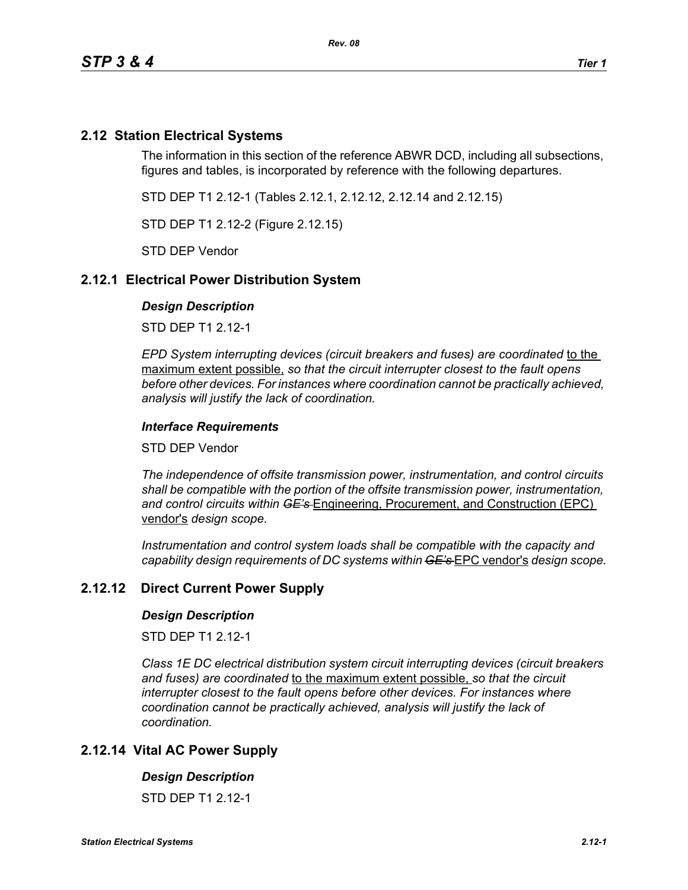## 2.12 Station Electrical Systems

The information in this section of the reference ABWR DCD, including all subsections, figures and tables, is incorporated by reference with the following departures.

STD DEP T1 2.12-1 (Tables 2.12.1, 2.12.12, 2.12.14 and 2.12.15)

STD DEP T1 2.12-2 (Figure 2.12.15)

STD DEP Vendor

## 2.12.1 Electrical Power Distribution System

### *Design Description*

STD DEP T1 2.12-1

*EPD System interrupting devices (circuit breakers and fuses) are coordinated* to the maximum extent possible, *so that the circuit interrupter closest to the fault opens before other devices. For instances where coordination cannot be practically achieved, analysis will justify the lack of coordination.*

### *Interface Requirements*

STD DEP Vendor

*The independence of offsite transmission power, instrumentation, and control circuits shall be compatible with the portion of the offsite transmission power, instrumentation, and control circuits within* ~~*GE's*~~ Engineering, Procurement, and Construction (EPC) vendor's *design scope.*

*Instrumentation and control system loads shall be compatible with the capacity and capability design requirements of DC systems within* ~~*GE's*~~ EPC vendor's *design scope.*

## 2.12.12 Direct Current Power Supply

### *Design Description*

STD DEP T1 2.12-1

*Class 1E DC electrical distribution system circuit interrupting devices (circuit breakers and fuses) are coordinated* to the maximum extent possible, *so that the circuit interrupter closest to the fault opens before other devices. For instances where coordination cannot be practically achieved, analysis will justify the lack of coordination.*

## 2.12.14 Vital AC Power Supply

### *Design Description*

STD DEP T1 2.12-1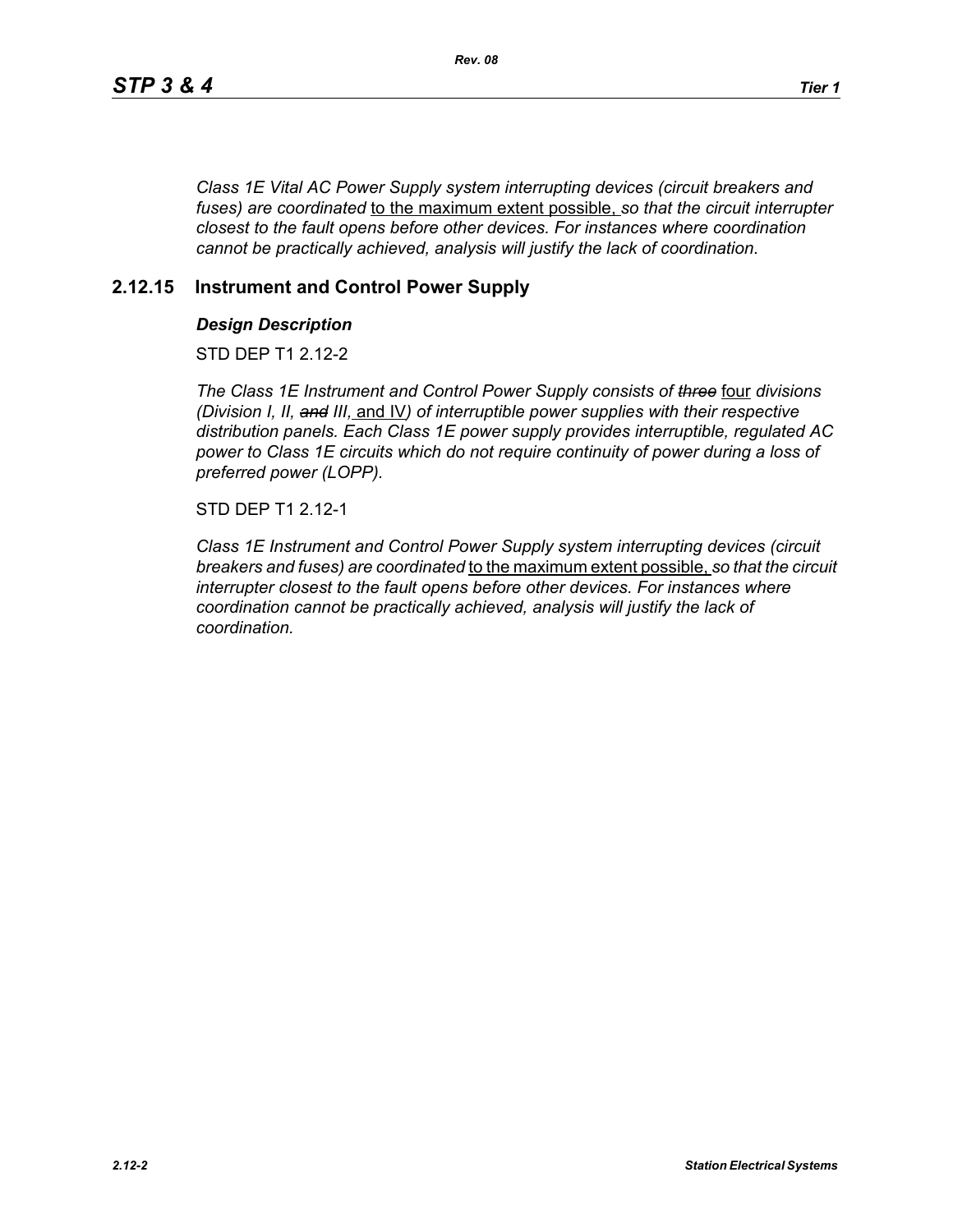*Class 1E Vital AC Power Supply system interrupting devices (circuit breakers and fuses) are coordinated* <u>to the maximum extent possible,</u> *so that the circuit interrupter closest to the fault opens before other devices. For instances where coordination cannot be practically achieved, analysis will justify the lack of coordination.*

## 2.12.15 Instrument and Control Power Supply

### *Design Description*

STD DEP T1 2.12-2

*The Class 1E Instrument and Control Power Supply consists of ~~three~~* <u>four</u> *divisions (Division I, II, ~~and~~ III,* <u>and IV</u>*) of interruptible power supplies with their respective distribution panels. Each Class 1E power supply provides interruptible, regulated AC power to Class 1E circuits which do not require continuity of power during a loss of preferred power (LOPP).*

STD DEP T1 2.12-1

*Class 1E Instrument and Control Power Supply system interrupting devices (circuit breakers and fuses) are coordinated* <u>to the maximum extent possible,</u> *so that the circuit interrupter closest to the fault opens before other devices. For instances where coordination cannot be practically achieved, analysis will justify the lack of coordination.*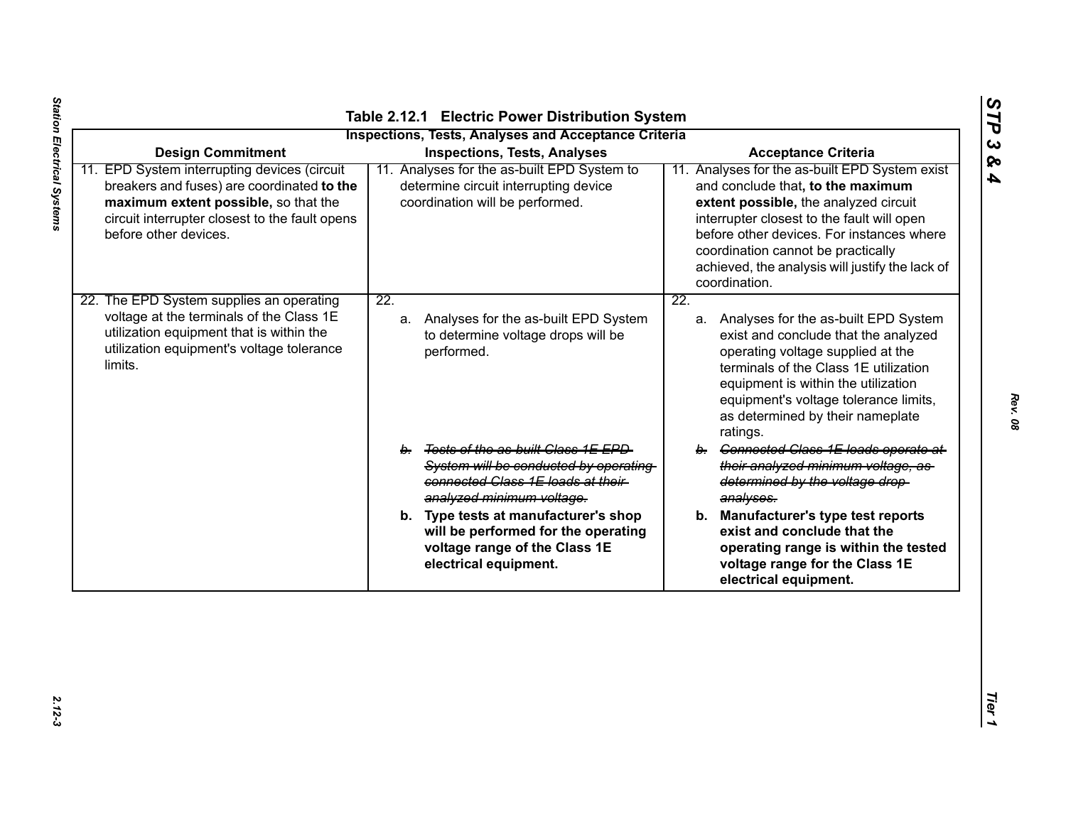### Table 2.12.1 Electric Power Distribution System

**Inspections, Tests, Analyses and Acceptance Criteria**

| Design Commitment | Inspections, Tests, Analyses | Acceptance Criteria |
|---|---|---|
| 11. EPD System interrupting devices (circuit breakers and fuses) are coordinated **to the maximum extent possible,** so that the circuit interrupter closest to the fault opens before other devices. | 11. Analyses for the as-built EPD System to determine circuit interrupting device coordination will be performed. | 11. Analyses for the as-built EPD System exist and conclude that**, to the maximum extent possible,** the analyzed circuit interrupter closest to the fault will open before other devices. For instances where coordination cannot be practically achieved, the analysis will justify the lack of coordination. |
| 22. The EPD System supplies an operating voltage at the terminals of the Class 1E utilization equipment that is within the utilization equipment's voltage tolerance limits. | 22. a. Analyses for the as-built EPD System to determine voltage drops will be performed. | 22. a. Analyses for the as-built EPD System exist and conclude that the analyzed operating voltage supplied at the terminals of the Class 1E utilization equipment is within the utilization equipment's voltage tolerance limits, as determined by their nameplate ratings. |
| | ~~b. Tests of the as-built Class 1E EPD System will be conducted by operating connected Class 1E loads at their analyzed minimum voltage.~~ | ~~b. Connected Class 1E loads operate at their analyzed minimum voltage, as determined by the voltage drop analyses.~~ |
| | **b. Type tests at manufacturer's shop will be performed for the operating voltage range of the Class 1E electrical equipment.** | **b. Manufacturer's type test reports exist and conclude that the operating range is within the tested voltage range for the Class 1E electrical equipment.** |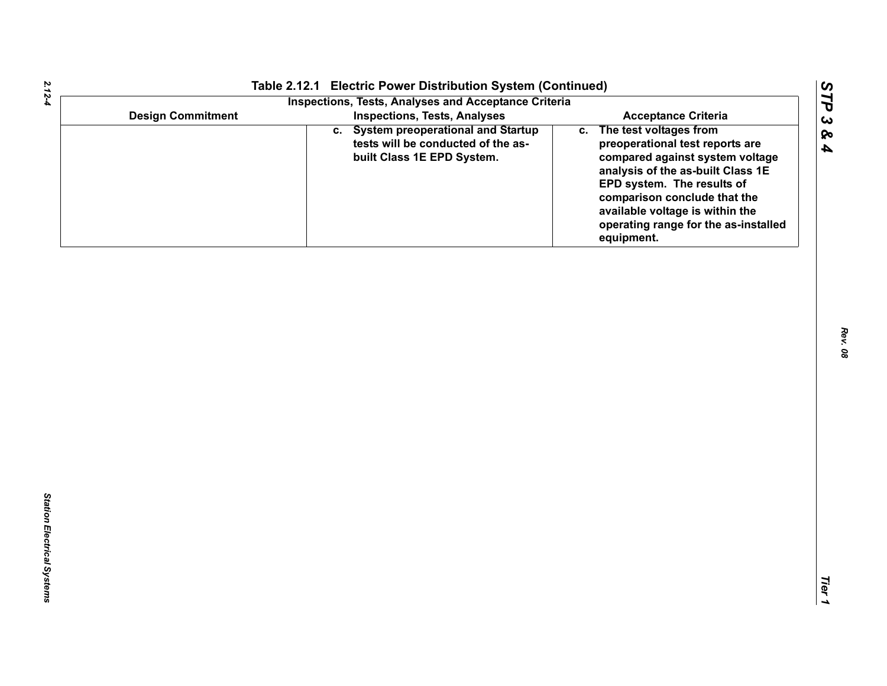## Table 2.12.1 Electric Power Distribution System (Continued)

| Inspections, Tests, Analyses and Acceptance Criteria | | |
|---|---|---|
| **Design Commitment** | **Inspections, Tests, Analyses** | **Acceptance Criteria** |
| | c. System preoperational and Startup tests will be conducted of the as-built Class 1E EPD System. | c. The test voltages from preoperational test reports are compared against system voltage analysis of the as-built Class 1E EPD system. The results of comparison conclude that the available voltage is within the operating range for the as-installed equipment. |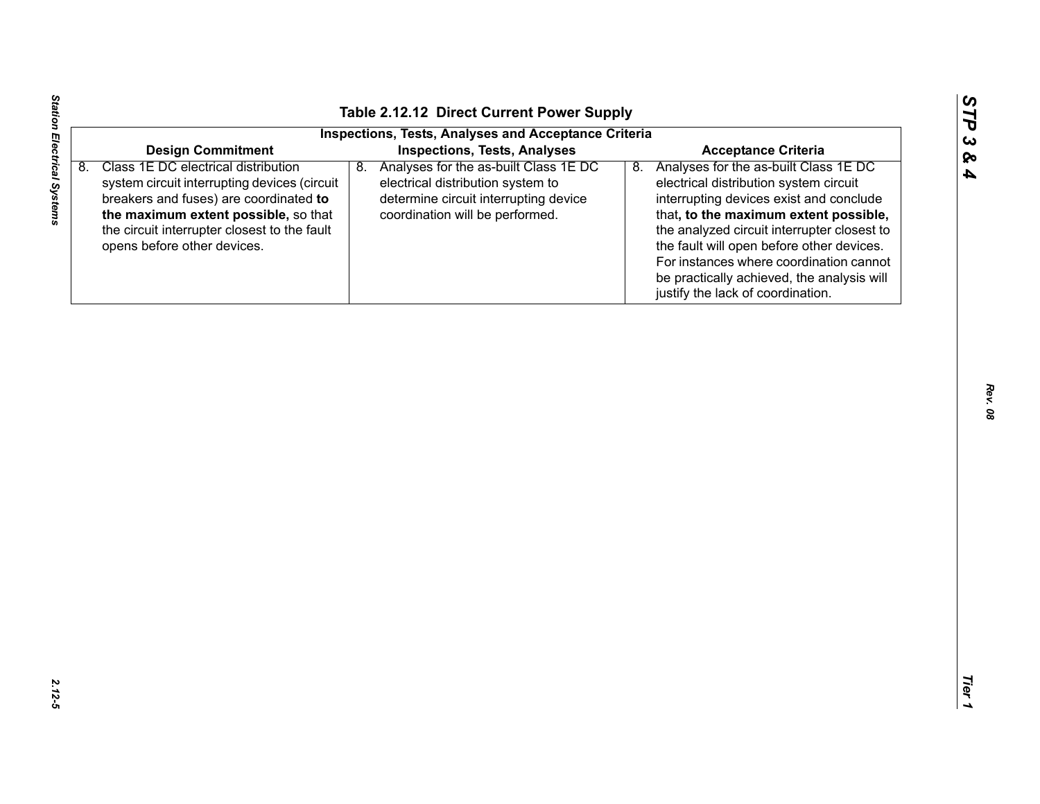**Table 2.12.12 Direct Current Power Supply**

| Inspections, Tests, Analyses and Acceptance Criteria | | |
|---|---|---|
| **Design Commitment** | **Inspections, Tests, Analyses** | **Acceptance Criteria** |
| 8. Class 1E DC electrical distribution system circuit interrupting devices (circuit breakers and fuses) are coordinated **to the maximum extent possible,** so that the circuit interrupter closest to the fault opens before other devices. | 8. Analyses for the as-built Class 1E DC electrical distribution system to determine circuit interrupting device coordination will be performed. | 8. Analyses for the as-built Class 1E DC electrical distribution system circuit interrupting devices exist and conclude that**, to the maximum extent possible,** the analyzed circuit interrupter closest to the fault will open before other devices. For instances where coordination cannot be practically achieved, the analysis will justify the lack of coordination. |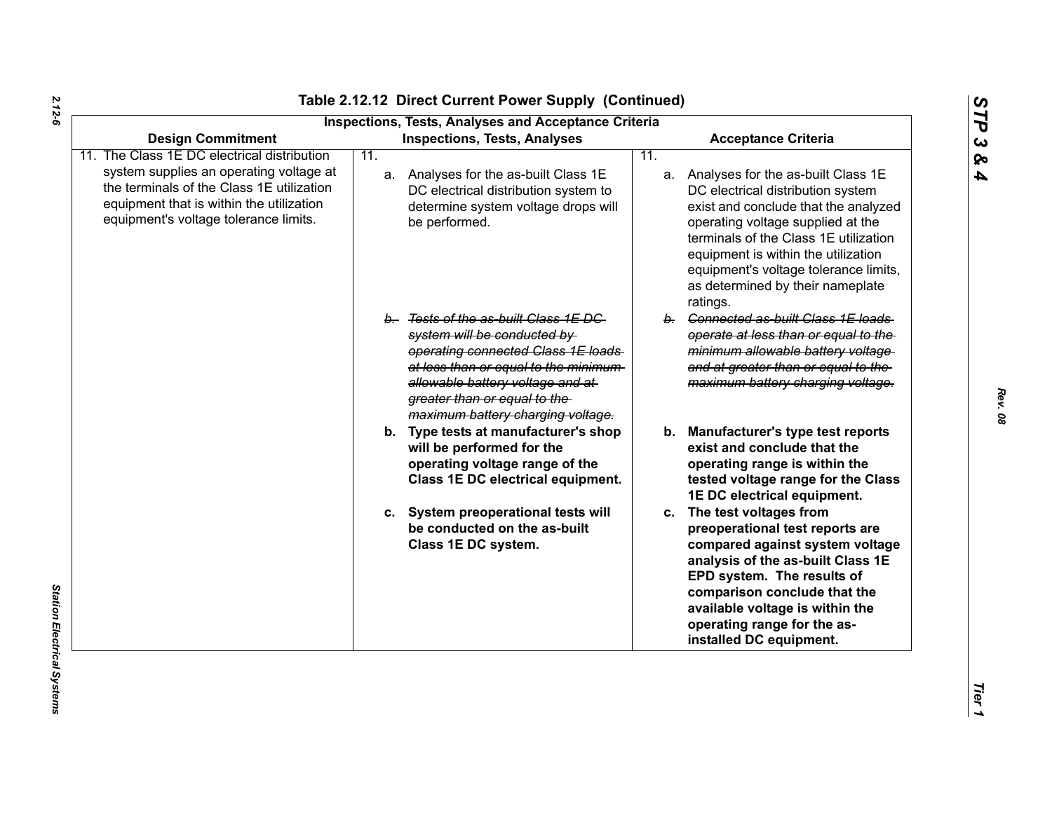# Table 2.12.12 Direct Current Power Supply (Continued)

| Design Commitment | Inspections, Tests, Analyses | Acceptance Criteria |
|---|---|---|
| 11. The Class 1E DC electrical distribution system supplies an operating voltage at the terminals of the Class 1E utilization equipment that is within the utilization equipment's voltage tolerance limits. | 11. a. Analyses for the as-built Class 1E DC electrical distribution system to determine system voltage drops will be performed. | 11. a. Analyses for the as-built Class 1E DC electrical distribution system exist and conclude that the analyzed operating voltage supplied at the terminals of the Class 1E utilization equipment is within the utilization equipment's voltage tolerance limits, as determined by their nameplate ratings. |
| | ~~b. Tests of the as-built Class 1E DC system will be conducted by operating connected Class 1E loads at less than or equal to the minimum allowable battery voltage and at greater than or equal to the maximum battery charging voltage.~~ | ~~b. Connected as-built Class 1E loads operate at less than or equal to the minimum allowable battery voltage and at greater than or equal to the maximum battery charging voltage.~~ |
| | **b. Type tests at manufacturer's shop will be performed for the operating voltage range of the Class 1E DC electrical equipment.** | **b. Manufacturer's type test reports exist and conclude that the operating range is within the tested voltage range for the Class 1E DC electrical equipment.** |
| | **c. System preoperational tests will be conducted on the as-built Class 1E DC system.** | **c. The test voltages from preoperational test reports are compared against system voltage analysis of the as-built Class 1E EPD system. The results of comparison conclude that the available voltage is within the operating range for the as-installed DC equipment.** |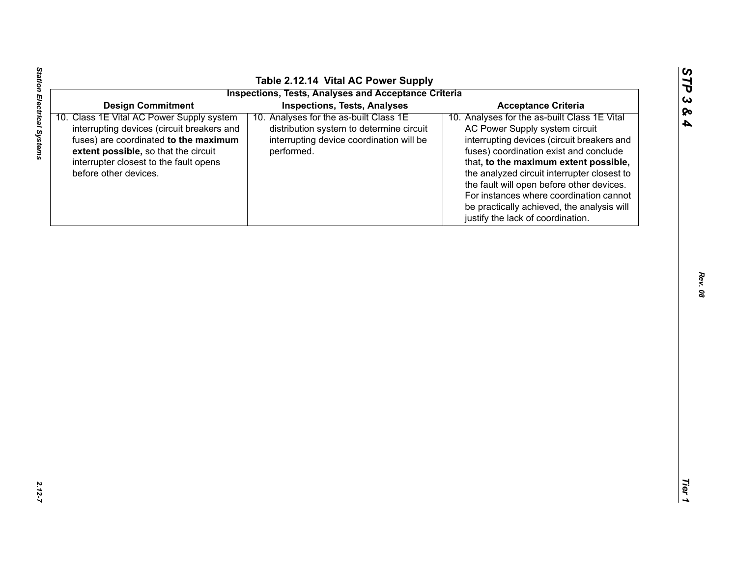**Table 2.12.14 Vital AC Power Supply**

| Inspections, Tests, Analyses and Acceptance Criteria | | |
|---|---|---|
| **Design Commitment** | **Inspections, Tests, Analyses** | **Acceptance Criteria** |
| 10. Class 1E Vital AC Power Supply system interrupting devices (circuit breakers and fuses) are coordinated **to the maximum extent possible,** so that the circuit interrupter closest to the fault opens before other devices. | 10. Analyses for the as-built Class 1E distribution system to determine circuit interrupting device coordination will be performed. | 10. Analyses for the as-built Class 1E Vital AC Power Supply system circuit interrupting devices (circuit breakers and fuses) coordination exist and conclude that**, to the maximum extent possible,** the analyzed circuit interrupter closest to the fault will open before other devices. For instances where coordination cannot be practically achieved, the analysis will justify the lack of coordination. |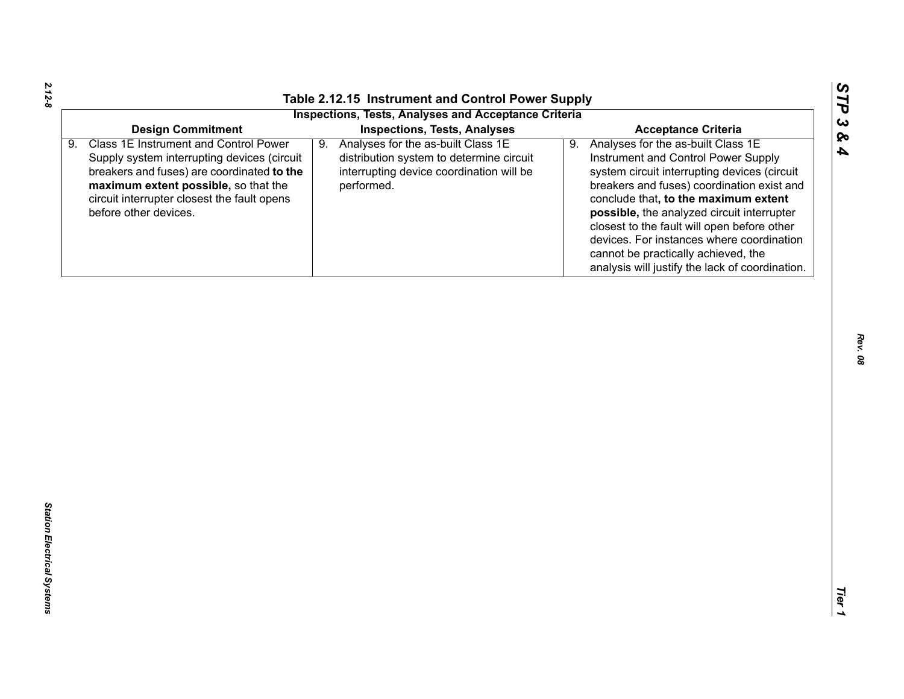Table 2.12.15 Instrument and Control Power Supply

Inspections, Tests, Analyses and Acceptance Criteria

| Design Commitment | Inspections, Tests, Analyses | Acceptance Criteria |
|---|---|---|
| 9. Class 1E Instrument and Control Power Supply system interrupting devices (circuit breakers and fuses) are coordinated **to the maximum extent possible,** so that the circuit interrupter closest the fault opens before other devices. | 9. Analyses for the as-built Class 1E distribution system to determine circuit interrupting device coordination will be performed. | 9. Analyses for the as-built Class 1E Instrument and Control Power Supply system circuit interrupting devices (circuit breakers and fuses) coordination exist and conclude that**, to the maximum extent possible,** the analyzed circuit interrupter closest to the fault will open before other devices. For instances where coordination cannot be practically achieved, the analysis will justify the lack of coordination. |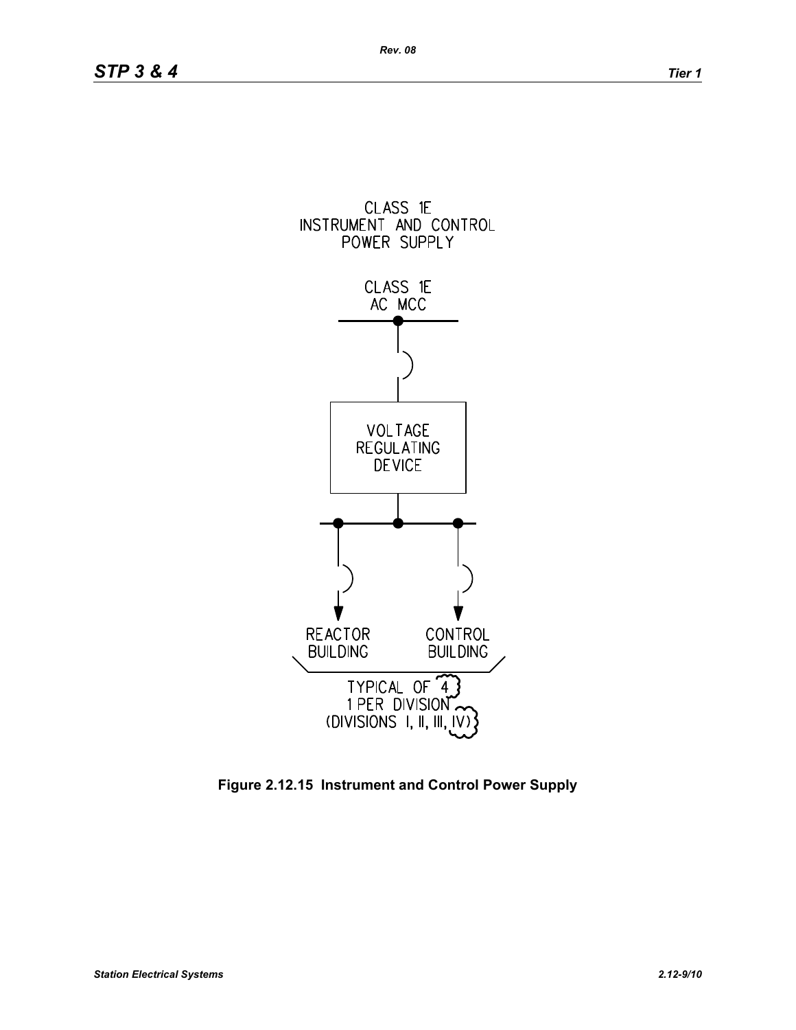CLASS 1E
INSTRUMENT AND CONTROL
POWER SUPPLY

CLASS 1E
AC MCC

VOLTAGE
REGULATING
DEVICE

REACTOR
BUILDING

CONTROL
BUILDING

TYPICAL OF 4
1 PER DIVISION
(DIVISIONS I, II, III, IV)

**Figure 2.12.15 Instrument and Control Power Supply**